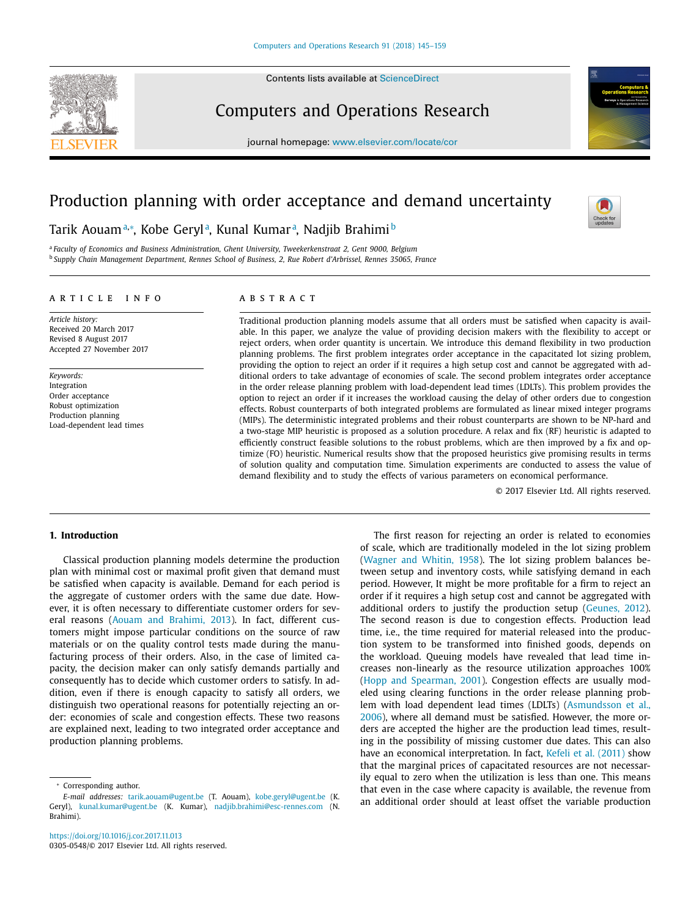Contents lists available at ScienceDirect

Computers and Operations Research

journal homepage: www.elsevier.com/locate/cor

# Production planning with order acceptance and demand uncertainty

Tarik Aouam[a,*], Kobe Geryl[a], Kunal Kumar[a], Nadjib Brahimi[b]

[a] Faculty of Economics and Business Administration, Ghent University, Tweekerkenstraat 2, Gent 9000, Belgium
[b] Supply Chain Management Department, Rennes School of Business, 2, Rue Robert d'Arbrissel, Rennes 35065, France

**ARTICLE INFO**

*Article history:*
Received 20 March 2017
Revised 8 August 2017
Accepted 27 November 2017

*Keywords:*
Integration
Order acceptance
Robust optimization
Production planning
Load-dependent lead times

**ABSTRACT**

Traditional production planning models assume that all orders must be satisfied when capacity is available. In this paper, we analyze the value of providing decision makers with the flexibility to accept or reject orders, when order quantity is uncertain. We introduce this demand flexibility in two production planning problems. The first problem integrates order acceptance in the capacitated lot sizing problem, providing the option to reject an order if it requires a high setup cost and cannot be aggregated with additional orders to take advantage of economies of scale. The second problem integrates order acceptance in the order release planning problem with load-dependent lead times (LDLTs). This problem provides the option to reject an order if it increases the workload causing the delay of other orders due to congestion effects. Robust counterparts of both integrated problems are formulated as linear mixed integer programs (MIPs). The deterministic integrated problems and their robust counterparts are shown to be NP-hard and a two-stage MIP heuristic is proposed as a solution procedure. A relax and fix (RF) heuristic is adapted to efficiently construct feasible solutions to the robust problems, which are then improved by a fix and optimize (FO) heuristic. Numerical results show that the proposed heuristics give promising results in terms of solution quality and computation time. Simulation experiments are conducted to assess the value of demand flexibility and to study the effects of various parameters on economical performance.

© 2017 Elsevier Ltd. All rights reserved.

## 1. Introduction

Classical production planning models determine the production plan with minimal cost or maximal profit given that demand must be satisfied when capacity is available. Demand for each period is the aggregate of customer orders with the same due date. However, it is often necessary to differentiate customer orders for several reasons (Aouam and Brahimi, 2013). In fact, different customers might impose particular conditions on the source of raw materials or on the quality control tests made during the manufacturing process of their orders. Also, in the case of limited capacity, the decision maker can only satisfy demands partially and consequently has to decide which customer orders to satisfy. In addition, even if there is enough capacity to satisfy all orders, we distinguish two operational reasons for potentially rejecting an order: economies of scale and congestion effects. These two reasons are explained next, leading to two integrated order acceptance and production planning problems.

The first reason for rejecting an order is related to economies of scale, which are traditionally modeled in the lot sizing problem (Wagner and Whitin, 1958). The lot sizing problem balances between setup and inventory costs, while satisfying demand in each period. However, It might be more profitable for a firm to reject an order if it requires a high setup cost and cannot be aggregated with additional orders to justify the production setup (Geunes, 2012). The second reason is due to congestion effects. Production lead time, i.e., the time required for material released into the production system to be transformed into finished goods, depends on the workload. Queuing models have revealed that lead time increases non-linearly as the resource utilization approaches 100% (Hopp and Spearman, 2001). Congestion effects are usually modeled using clearing functions in the order release planning problem with load dependent lead times (LDLTs) (Asmundsson et al., 2006), where all demand must be satisfied. However, the more orders are accepted the higher are the production lead times, resulting in the possibility of missing customer due dates. This can also have an economical interpretation. In fact, Kefeli et al. (2011) show that the marginal prices of capacitated resources are not necessarily equal to zero when the utilization is less than one. This means that even in the case where capacity is available, the revenue from an additional order should at least offset the variable production

---

* Corresponding author.
*E-mail addresses:* tarik.aouam@ugent.be (T. Aouam), kobe.geryl@ugent.be (K. Geryl), kunal.kumar@ugent.be (K. Kumar), nadjib.brahimi@esc-rennes.com (N. Brahimi).

https://doi.org/10.1016/j.cor.2017.11.013
0305-0548/© 2017 Elsevier Ltd. All rights reserved.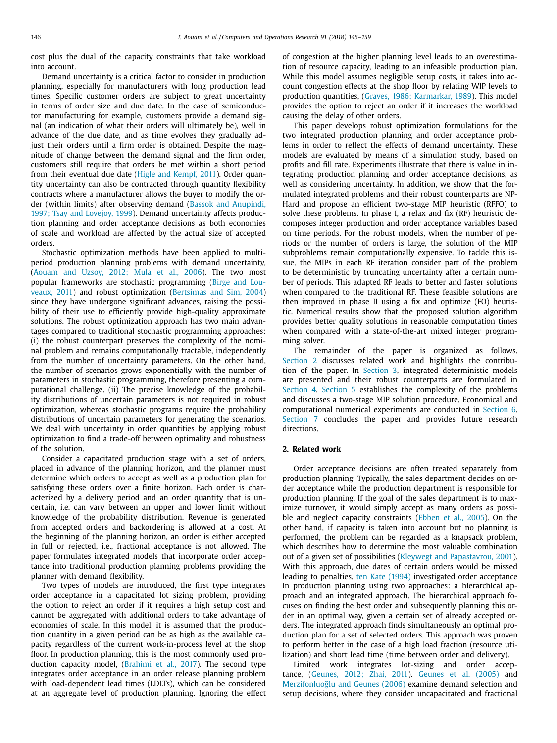cost plus the dual of the capacity constraints that take workload into account.

Demand uncertainty is a critical factor to consider in production planning, especially for manufacturers with long production lead times. Specific customer orders are subject to great uncertainty in terms of order size and due date. In the case of semiconductor manufacturing for example, customers provide a demand signal (an indication of what their orders will ultimately be), well in advance of the due date, and as time evolves they gradually adjust their orders until a firm order is obtained. Despite the magnitude of change between the demand signal and the firm order, customers still require that orders be met within a short period from their eventual due date (Higle and Kempf, 2011). Order quantity uncertainty can also be contracted through quantity flexibility contracts where a manufacturer allows the buyer to modify the order (within limits) after observing demand (Bassok and Anupindi, 1997; Tsay and Lovejoy, 1999). Demand uncertainty affects production planning and order acceptance decisions as both economies of scale and workload are affected by the actual size of accepted orders.

Stochastic optimization methods have been applied to multi-period production planning problems with demand uncertainty, (Aouam and Uzsoy, 2012; Mula et al., 2006). The two most popular frameworks are stochastic programming (Birge and Louveaux, 2011) and robust optimization (Bertsimas and Sim, 2004) since they have undergone significant advances, raising the possibility of their use to efficiently provide high-quality approximate solutions. The robust optimization approach has two main advantages compared to traditional stochastic programming approaches: (i) the robust counterpart preserves the complexity of the nominal problem and remains computationally tractable, independently from the number of uncertainty parameters. On the other hand, the number of scenarios grows exponentially with the number of parameters in stochastic programming, therefore presenting a computational challenge. (ii) The precise knowledge of the probability distributions of uncertain parameters is not required in robust optimization, whereas stochastic programs require the probability distributions of uncertain parameters for generating the scenarios. We deal with uncertainty in order quantities by applying robust optimization to find a trade-off between optimality and robustness of the solution.

Consider a capacitated production stage with a set of orders, placed in advance of the planning horizon, and the planner must determine which orders to accept as well as a production plan for satisfying these orders over a finite horizon. Each order is characterized by a delivery period and an order quantity that is uncertain, i.e. can vary between an upper and lower limit without knowledge of the probability distribution. Revenue is generated from accepted orders and backordering is allowed at a cost. At the beginning of the planning horizon, an order is either accepted in full or rejected, i.e., fractional acceptance is not allowed. The paper formulates integrated models that incorporate order acceptance into traditional production planning problems providing the planner with demand flexibility.

Two types of models are introduced, the first type integrates order acceptance in a capacitated lot sizing problem, providing the option to reject an order if it requires a high setup cost and cannot be aggregated with additional orders to take advantage of economies of scale. In this model, it is assumed that the production quantity in a given period can be as high as the available capacity regardless of the current work-in-process level at the shop floor. In production planning, this is the most commonly used production capacity model, (Brahimi et al., 2017). The second type integrates order acceptance in an order release planning problem with load-dependent lead times (LDLTs), which can be considered at an aggregate level of production planning. Ignoring the effect of congestion at the higher planning level leads to an overestimation of resource capacity, leading to an infeasible production plan. While this model assumes negligible setup costs, it takes into account congestion effects at the shop floor by relating WIP levels to production quantities, (Graves, 1986; Karmarkar, 1989). This model provides the option to reject an order if it increases the workload causing the delay of other orders.

This paper develops robust optimization formulations for the two integrated production planning and order acceptance problems in order to reflect the effects of demand uncertainty. These models are evaluated by means of a simulation study, based on profits and fill rate. Experiments illustrate that there is value in integrating production planning and order acceptance decisions, as well as considering uncertainty. In addition, we show that the formulated integrated problems and their robust counterparts are NP-Hard and propose an efficient two-stage MIP heuristic (RFFO) to solve these problems. In phase I, a relax and fix (RF) heuristic decomposes integer production and order acceptance variables based on time periods. For the robust models, when the number of periods or the number of orders is large, the solution of the MIP subproblems remain computationally expensive. To tackle this issue, the MIPs in each RF iteration consider part of the problem to be deterministic by truncating uncertainty after a certain number of periods. This adapted RF leads to better and faster solutions when compared to the traditional RF. These feasible solutions are then improved in phase II using a fix and optimize (FO) heuristic. Numerical results show that the proposed solution algorithm provides better quality solutions in reasonable computation times when compared with a state-of-the-art mixed integer programming solver.

The remainder of the paper is organized as follows. Section 2 discusses related work and highlights the contribution of the paper. In Section 3, integrated deterministic models are presented and their robust counterparts are formulated in Section 4. Section 5 establishes the complexity of the problems and discusses a two-stage MIP solution procedure. Economical and computational numerical experiments are conducted in Section 6. Section 7 concludes the paper and provides future research directions.

## 2. Related work

Order acceptance decisions are often treated separately from production planning. Typically, the sales department decides on order acceptance while the production department is responsible for production planning. If the goal of the sales department is to maximize turnover, it would simply accept as many orders as possible and neglect capacity constraints (Ebben et al., 2005). On the other hand, if capacity is taken into account but no planning is performed, the problem can be regarded as a knapsack problem, which describes how to determine the most valuable combination out of a given set of possibilities (Kleywegt and Papastavrou, 2001). With this approach, due dates of certain orders would be missed leading to penalties. ten Kate (1994) investigated order acceptance in production planning using two approaches: a hierarchical approach and an integrated approach. The hierarchical approach focuses on finding the best order and subsequently planning this order in an optimal way, given a certain set of already accepted orders. The integrated approach finds simultaneously an optimal production plan for a set of selected orders. This approach was proven to perform better in the case of a high load fraction (resource utilization) and short lead time (time between order and delivery).

Limited work integrates lot-sizing and order acceptance, (Geunes, 2012; Zhai, 2011). Geunes et al. (2005) and Merzifonluoğlu and Geunes (2006) examine demand selection and setup decisions, where they consider uncapacitated and fractional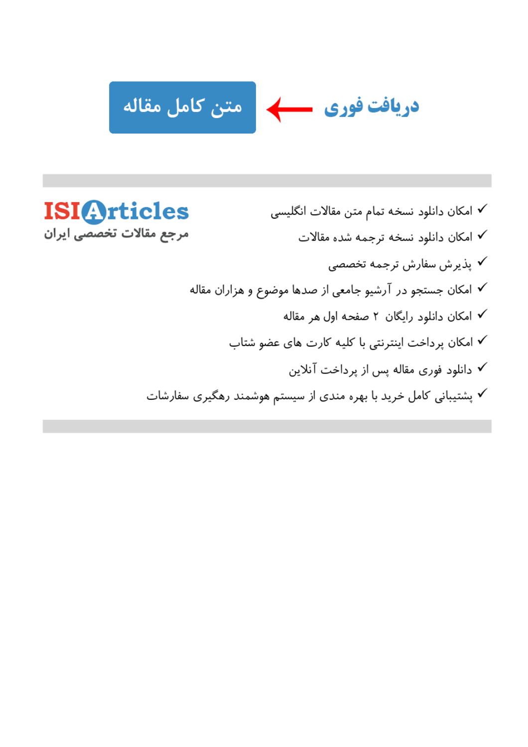دریافت فوری ← متن کامل مقاله

**ISIArticles**
مرجع مقالات تخصصی ایران

- ✓ امکان دانلود نسخه تمام متن مقالات انگلیسی
- ✓ امکان دانلود نسخه ترجمه شده مقالات
- ✓ پذیرش سفارش ترجمه تخصصی
- ✓ امکان جستجو در آرشیو جامعی از صدها موضوع و هزاران مقاله
- ✓ امکان دانلود رایگان ۲ صفحه اول هر مقاله
- ✓ امکان پرداخت اینترنتی با کلیه کارت های عضو شتاب
- ✓ دانلود فوری مقاله پس از پرداخت آنلاین
- ✓ پشتیبانی کامل خرید با بهره مندی از سیستم هوشمند رهگیری سفارشات